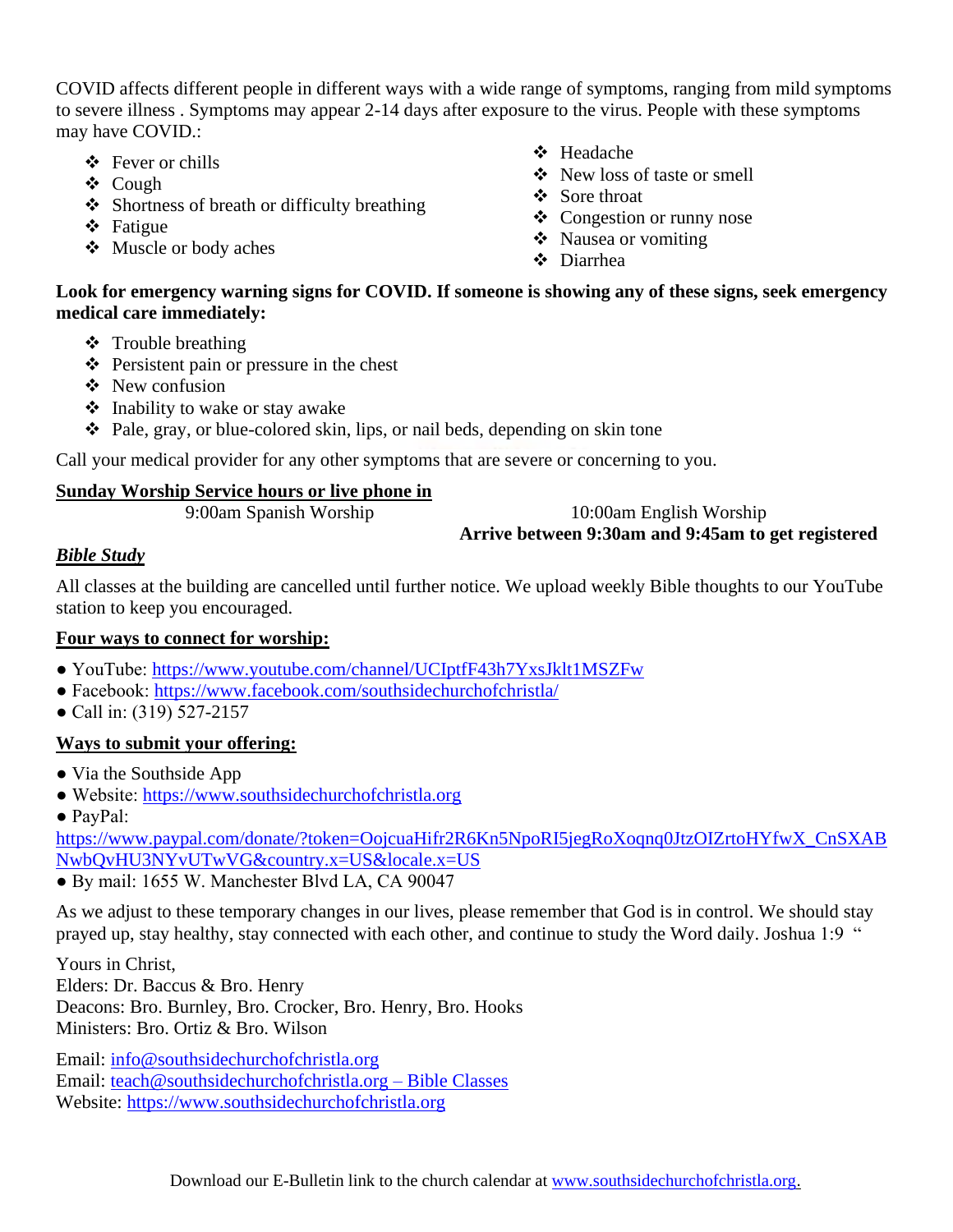COVID affects different people in different ways with a wide range of symptoms, ranging from mild symptoms to severe illness . Symptoms may appear 2-14 days after exposure to the virus. People with these symptoms may have COVID.:

- ❖ Fever or chills
- ❖ Cough
- ❖ Shortness of breath or difficulty breathing
- ❖ Fatigue
- ❖ Muscle or body aches
- ❖ Headache
- ❖ New loss of taste or smell
- ❖ Sore throat
- ❖ Congestion or runny nose
- ❖ Nausea or vomiting
- ❖ Diarrhea

**Look for emergency warning signs for COVID. If someone is showing any of these signs, seek emergency medical care immediately:**

- ❖ Trouble breathing
- ❖ Persistent pain or pressure in the chest
- ❖ New confusion
- ❖ Inability to wake or stay awake
- ❖ Pale, gray, or blue-colored skin, lips, or nail beds, depending on skin tone

Call your medical provider for any other symptoms that are severe or concerning to you.

**<u>Sunday Worship Service hours or live phone in</u>**

9:00am Spanish Worship

10:00am English Worship
**Arrive between 9:30am and 9:45am to get registered**

***<u>Bible Study</u>***

All classes at the building are cancelled until further notice. We upload weekly Bible thoughts to our YouTube station to keep you encouraged.

**<u>Four ways to connect for worship:</u>**

- YouTube: https://www.youtube.com/channel/UCIptfF43h7YxsJklt1MSZFw
- Facebook: https://www.facebook.com/southsidechurchofchristla/
- Call in: (319) 527-2157

**<u>Ways to submit your offering:</u>**

- Via the Southside App
- Website: https://www.southsidechurchofchristla.org
- PayPal: https://www.paypal.com/donate/?token=OojcuaHifr2R6Kn5NpoRI5jegRoXoqnq0JtzOIZrtoHYfwX_CnSXABNwbQvHU3NYvUTwVG&country.x=US&locale.x=US
- By mail: 1655 W. Manchester Blvd LA, CA 90047

As we adjust to these temporary changes in our lives, please remember that God is in control. We should stay prayed up, stay healthy, stay connected with each other, and continue to study the Word daily. Joshua 1:9 "

Yours in Christ,
Elders: Dr. Baccus & Bro. Henry
Deacons: Bro. Burnley, Bro. Crocker, Bro. Henry, Bro. Hooks
Ministers: Bro. Ortiz & Bro. Wilson

Email: info@southsidechurchofchristla.org
Email: teach@southsidechurchofchristla.org – Bible Classes
Website: https://www.southsidechurchofchristla.org

Download our E-Bulletin link to the church calendar at www.southsidechurchofchristla.org.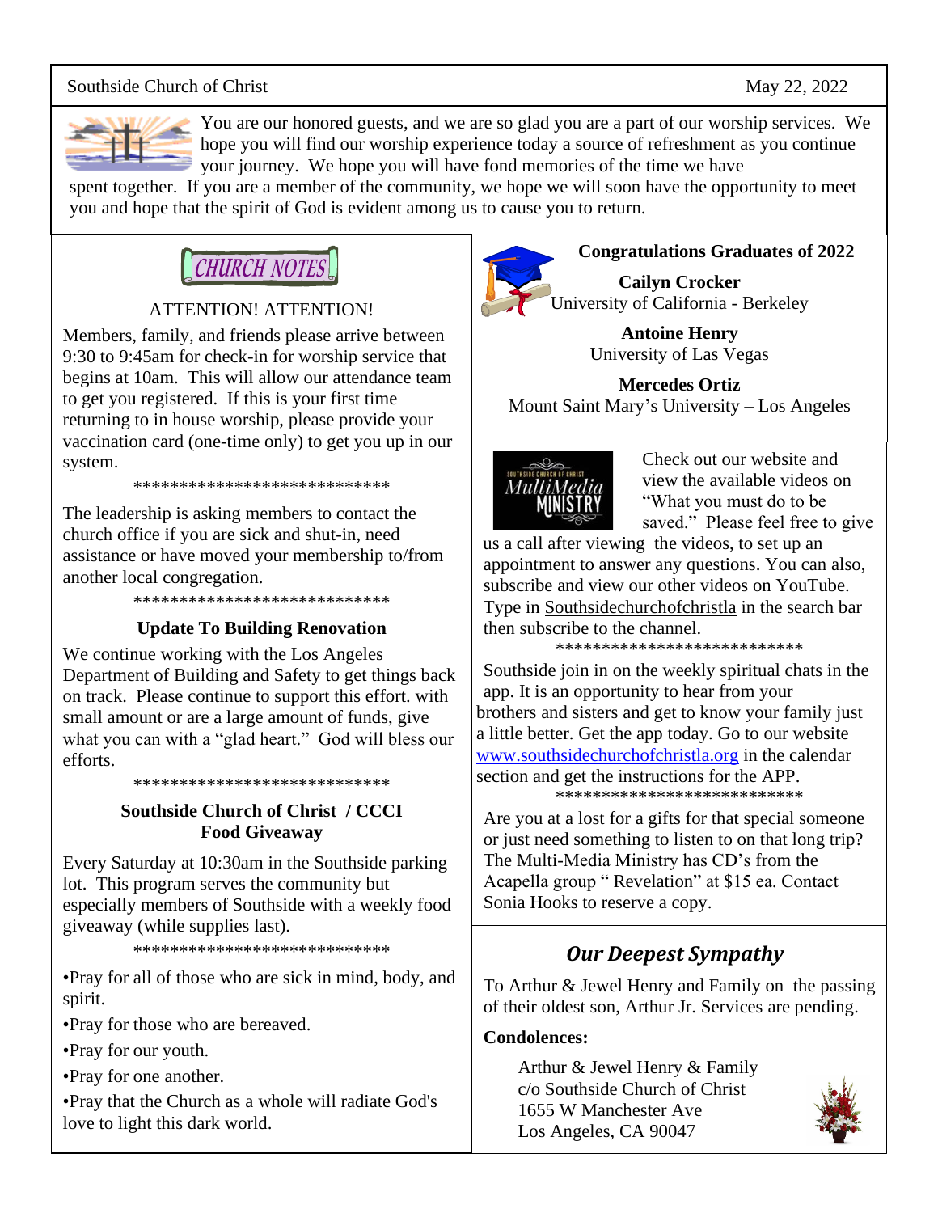Southside Church of Christ May 22, 2022

You are our honored guests, and we are so glad you are a part of our worship services. We hope you will find our worship experience today a source of refreshment as you continue your journey. We hope you will have fond memories of the time we have spent together. If you are a member of the community, we hope we will soon have the opportunity to meet you and hope that the spirit of God is evident among us to cause you to return.

## CHURCH NOTES

ATTENTION! ATTENTION!

Members, family, and friends please arrive between 9:30 to 9:45am for check-in for worship service that begins at 10am. This will allow our attendance team to get you registered. If this is your first time returning to in house worship, please provide your vaccination card (one-time only) to get you up in our system.

****************************

The leadership is asking members to contact the church office if you are sick and shut-in, need assistance or have moved your membership to/from another local congregation.

****************************

**Update To Building Renovation**

We continue working with the Los Angeles Department of Building and Safety to get things back on track. Please continue to support this effort. with small amount or are a large amount of funds, give what you can with a "glad heart." God will bless our efforts.

****************************

**Southside Church of Christ / CCCI Food Giveaway**

Every Saturday at 10:30am in the Southside parking lot. This program serves the community but especially members of Southside with a weekly food giveaway (while supplies last).

****************************

- Pray for all of those who are sick in mind, body, and spirit.
- Pray for those who are bereaved.
- Pray for our youth.
- Pray for one another.
- Pray that the Church as a whole will radiate God's love to light this dark world.

**Congratulations Graduates of 2022**

**Cailyn Crocker**
University of California - Berkeley

**Antoine Henry**
University of Las Vegas

**Mercedes Ortiz**
Mount Saint Mary's University – Los Angeles

Check out our website and view the available videos on "What you must do to be saved." Please feel free to give us a call after viewing the videos, to set up an appointment to answer any questions. You can also, subscribe and view our other videos on YouTube. Type in Southsidechurchofchristla in the search bar then subscribe to the channel.

****************************

Southside join in on the weekly spiritual chats in the app. It is an opportunity to hear from your brothers and sisters and get to know your family just a little better. Get the app today. Go to our website www.southsidechurchofchristla.org in the calendar section and get the instructions for the APP.

****************************

Are you at a lost for a gifts for that special someone or just need something to listen to on that long trip? The Multi-Media Ministry has CD's from the Acapella group " Revelation" at $15 ea. Contact Sonia Hooks to reserve a copy.

## *Our Deepest Sympathy*

To Arthur & Jewel Henry and Family on the passing of their oldest son, Arthur Jr. Services are pending.

**Condolences:**

Arthur & Jewel Henry & Family
c/o Southside Church of Christ
1655 W Manchester Ave
Los Angeles, CA 90047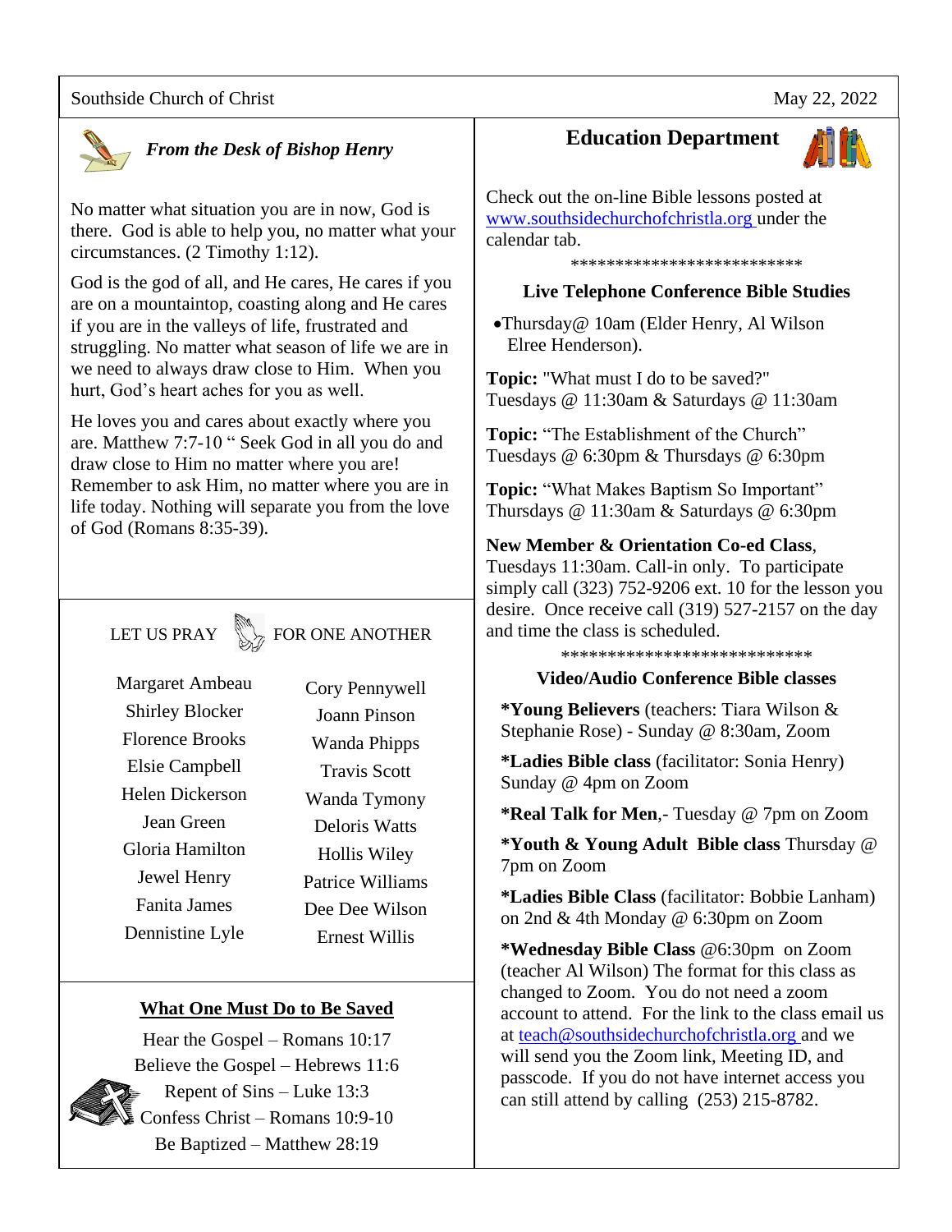Southside Church of Christ May 22, 2022

### *From the Desk of Bishop Henry*

No matter what situation you are in now, God is there. God is able to help you, no matter what your circumstances. (2 Timothy 1:12).

God is the god of all, and He cares, He cares if you are on a mountaintop, coasting along and He cares if you are in the valleys of life, frustrated and struggling. No matter what season of life we are in we need to always draw close to Him. When you hurt, God's heart aches for you as well.

He loves you and cares about exactly where you are. Matthew 7:7-10 " Seek God in all you do and draw close to Him no matter where you are! Remember to ask Him, no matter where you are in life today. Nothing will separate you from the love of God (Romans 8:35-39).

### LET US PRAY FOR ONE ANOTHER

| | |
|---|---|
| Margaret Ambeau | Cory Pennywell |
| Shirley Blocker | Joann Pinson |
| Florence Brooks | Wanda Phipps |
| Elsie Campbell | Travis Scott |
| Helen Dickerson | Wanda Tymony |
| Jean Green | Deloris Watts |
| Gloria Hamilton | Hollis Wiley |
| Jewel Henry | Patrice Williams |
| Fanita James | Dee Dee Wilson |
| Dennistine Lyle | Ernest Willis |

### What One Must Do to Be Saved

Hear the Gospel – Romans 10:17
Believe the Gospel – Hebrews 11:6
Repent of Sins – Luke 13:3
Confess Christ – Romans 10:9-10
Be Baptized – Matthew 28:19

## Education Department

Check out the on-line Bible lessons posted at www.southsidechurchofchristla.org under the calendar tab.

**************************

**Live Telephone Conference Bible Studies**

- Thursday@ 10am (Elder Henry, Al Wilson Elree Henderson).

**Topic:** "What must I do to be saved?"
Tuesdays @ 11:30am & Saturdays @ 11:30am

**Topic:** "The Establishment of the Church"
Tuesdays @ 6:30pm & Thursdays @ 6:30pm

**Topic:** "What Makes Baptism So Important"
Thursdays @ 11:30am & Saturdays @ 6:30pm

**New Member & Orientation Co-ed Class**, Tuesdays 11:30am. Call-in only. To participate simply call (323) 752-9206 ext. 10 for the lesson you desire. Once receive call (319) 527-2157 on the day and time the class is scheduled.

***************************

**Video/Audio Conference Bible classes**

***Young Believers** (teachers: Tiara Wilson & Stephanie Rose) - Sunday @ 8:30am, Zoom

***Ladies Bible class** (facilitator: Sonia Henry) Sunday @ 4pm on Zoom

***Real Talk for Men**,- Tuesday @ 7pm on Zoom

***Youth & Young Adult Bible class** Thursday @ 7pm on Zoom

***Ladies Bible Class** (facilitator: Bobbie Lanham) on 2nd & 4th Monday @ 6:30pm on Zoom

***Wednesday Bible Class** @6:30pm on Zoom (teacher Al Wilson) The format for this class as changed to Zoom. You do not need a zoom account to attend. For the link to the class email us at teach@southsidechurchofchristla.org and we will send you the Zoom link, Meeting ID, and passcode. If you do not have internet access you can still attend by calling (253) 215-8782.